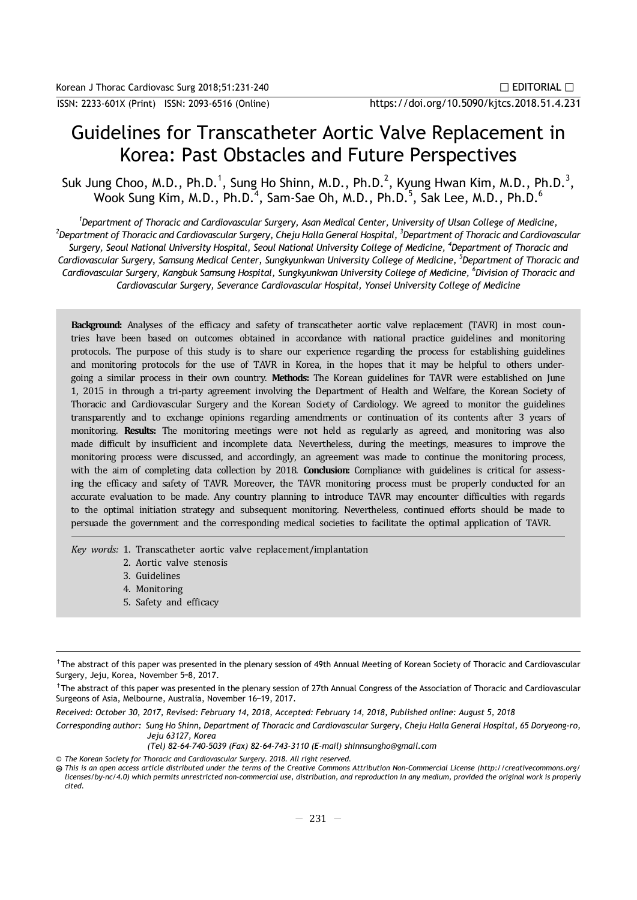□ EDITORIAL □

ISSN: 2233-601X (Print) ISSN: 2093-6516 (Online) https://doi.org/10.5090/kjtcs.2018.51.4.231

# Guidelines for Transcatheter Aortic Valve Replacement in Korea: Past Obstacles and Future Perspectives

Suk Jung Choo, M.D., Ph.D.[1], Sung Ho Shinn, M.D., Ph.D.[2], Kyung Hwan Kim, M.D., Ph.D.[3], Wook Sung Kim, M.D., Ph.D.[4], Sam-Sae Oh, M.D., Ph.D.[5], Sak Lee, M.D., Ph.D.[6]

*[1]Department of Thoracic and Cardiovascular Surgery, Asan Medical Center, University of Ulsan College of Medicine, [2]Department of Thoracic and Cardiovascular Surgery, Cheju Halla General Hospital, [3]Department of Thoracic and Cardiovascular Surgery, Seoul National University Hospital, Seoul National University College of Medicine, [4]Department of Thoracic and Cardiovascular Surgery, Samsung Medical Center, Sungkyunkwan University College of Medicine, [5]Department of Thoracic and Cardiovascular Surgery, Kangbuk Samsung Hospital, Sungkyunkwan University College of Medicine, [6]Division of Thoracic and Cardiovascular Surgery, Severance Cardiovascular Hospital, Yonsei University College of Medicine*

**Background:** Analyses of the efficacy and safety of transcatheter aortic valve replacement (TAVR) in most countries have been based on outcomes obtained in accordance with national practice guidelines and monitoring protocols. The purpose of this study is to share our experience regarding the process for establishing guidelines and monitoring protocols for the use of TAVR in Korea, in the hopes that it may be helpful to others undergoing a similar process in their own country. **Methods:** The Korean guidelines for TAVR were established on June 1, 2015 in through a tri-party agreement involving the Department of Health and Welfare, the Korean Society of Thoracic and Cardiovascular Surgery and the Korean Society of Cardiology. We agreed to monitor the guidelines transparently and to exchange opinions regarding amendments or continuation of its contents after 3 years of monitoring. **Results:** The monitoring meetings were not held as regularly as agreed, and monitoring was also made difficult by insufficient and incomplete data. Nevertheless, during the meetings, measures to improve the monitoring process were discussed, and accordingly, an agreement was made to continue the monitoring process, with the aim of completing data collection by 2018. **Conclusion:** Compliance with guidelines is critical for assessing the efficacy and safety of TAVR. Moreover, the TAVR monitoring process must be properly conducted for an accurate evaluation to be made. Any country planning to introduce TAVR may encounter difficulties with regards to the optimal initiation strategy and subsequent monitoring. Nevertheless, continued efforts should be made to persuade the government and the corresponding medical societies to facilitate the optimal application of TAVR.

*Key words:*
1. Transcatheter aortic valve replacement/implantation
2. Aortic valve stenosis
3. Guidelines
4. Monitoring
5. Safety and efficacy

---

†The abstract of this paper was presented in the plenary session of 49th Annual Meeting of Korean Society of Thoracic and Cardiovascular Surgery, Jeju, Korea, November 5–8, 2017.

†The abstract of this paper was presented in the plenary session of 27th Annual Congress of the Association of Thoracic and Cardiovascular Surgeons of Asia, Melbourne, Australia, November 16–19, 2017.

*Received: October 30, 2017, Revised: February 14, 2018, Accepted: February 14, 2018, Published online: August 5, 2018*

*Corresponding author: Sung Ho Shinn, Department of Thoracic and Cardiovascular Surgery, Cheju Halla General Hospital, 65 Doryeong-ro, Jeju 63127, Korea*
*(Tel) 82-64-740-5039 (Fax) 82-64-743-3110 (E-mail) shinnsungho@gmail.com*

*© The Korean Society for Thoracic and Cardiovascular Surgery. 2018. All right reserved.*

*This is an open access article distributed under the terms of the Creative Commons Attribution Non-Commercial License (http://creativecommons.org/licenses/by-nc/4.0) which permits unrestricted non-commercial use, distribution, and reproduction in any medium, provided the original work is properly cited.*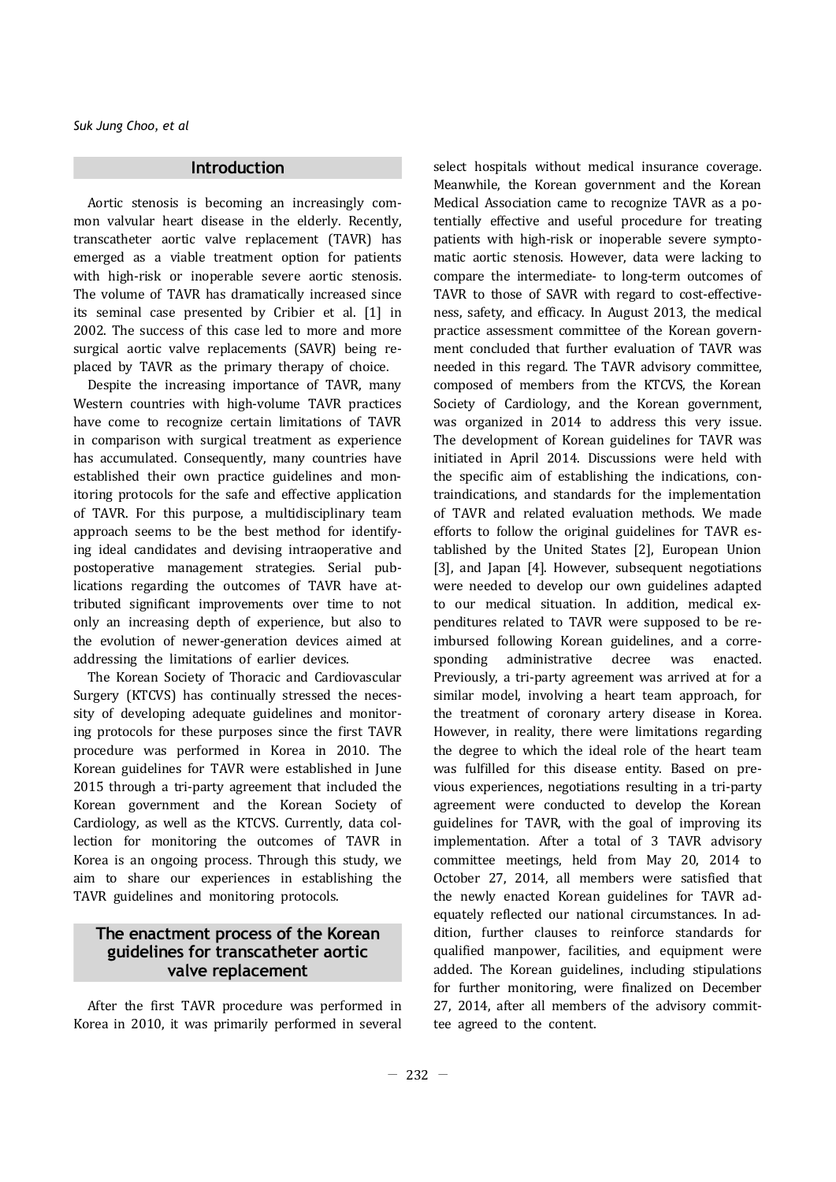## Introduction

Aortic stenosis is becoming an increasingly common valvular heart disease in the elderly. Recently, transcatheter aortic valve replacement (TAVR) has emerged as a viable treatment option for patients with high-risk or inoperable severe aortic stenosis. The volume of TAVR has dramatically increased since its seminal case presented by Cribier et al. [1] in 2002. The success of this case led to more and more surgical aortic valve replacements (SAVR) being replaced by TAVR as the primary therapy of choice.

Despite the increasing importance of TAVR, many Western countries with high-volume TAVR practices have come to recognize certain limitations of TAVR in comparison with surgical treatment as experience has accumulated. Consequently, many countries have established their own practice guidelines and monitoring protocols for the safe and effective application of TAVR. For this purpose, a multidisciplinary team approach seems to be the best method for identifying ideal candidates and devising intraoperative and postoperative management strategies. Serial publications regarding the outcomes of TAVR have attributed significant improvements over time to not only an increasing depth of experience, but also to the evolution of newer-generation devices aimed at addressing the limitations of earlier devices.

The Korean Society of Thoracic and Cardiovascular Surgery (KTCVS) has continually stressed the necessity of developing adequate guidelines and monitoring protocols for these purposes since the first TAVR procedure was performed in Korea in 2010. The Korean guidelines for TAVR were established in June 2015 through a tri-party agreement that included the Korean government and the Korean Society of Cardiology, as well as the KTCVS. Currently, data collection for monitoring the outcomes of TAVR in Korea is an ongoing process. Through this study, we aim to share our experiences in establishing the TAVR guidelines and monitoring protocols.

## The enactment process of the Korean guidelines for transcatheter aortic valve replacement

After the first TAVR procedure was performed in Korea in 2010, it was primarily performed in several select hospitals without medical insurance coverage. Meanwhile, the Korean government and the Korean Medical Association came to recognize TAVR as a potentially effective and useful procedure for treating patients with high-risk or inoperable severe symptomatic aortic stenosis. However, data were lacking to compare the intermediate- to long-term outcomes of TAVR to those of SAVR with regard to cost-effectiveness, safety, and efficacy. In August 2013, the medical practice assessment committee of the Korean government concluded that further evaluation of TAVR was needed in this regard. The TAVR advisory committee, composed of members from the KTCVS, the Korean Society of Cardiology, and the Korean government, was organized in 2014 to address this very issue. The development of Korean guidelines for TAVR was initiated in April 2014. Discussions were held with the specific aim of establishing the indications, contraindications, and standards for the implementation of TAVR and related evaluation methods. We made efforts to follow the original guidelines for TAVR established by the United States [2], European Union [3], and Japan [4]. However, subsequent negotiations were needed to develop our own guidelines adapted to our medical situation. In addition, medical expenditures related to TAVR were supposed to be reimbursed following Korean guidelines, and a corresponding administrative decree was enacted. Previously, a tri-party agreement was arrived at for a similar model, involving a heart team approach, for the treatment of coronary artery disease in Korea. However, in reality, there were limitations regarding the degree to which the ideal role of the heart team was fulfilled for this disease entity. Based on previous experiences, negotiations resulting in a tri-party agreement were conducted to develop the Korean guidelines for TAVR, with the goal of improving its implementation. After a total of 3 TAVR advisory committee meetings, held from May 20, 2014 to October 27, 2014, all members were satisfied that the newly enacted Korean guidelines for TAVR adequately reflected our national circumstances. In addition, further clauses to reinforce standards for qualified manpower, facilities, and equipment were added. The Korean guidelines, including stipulations for further monitoring, were finalized on December 27, 2014, after all members of the advisory committee agreed to the content.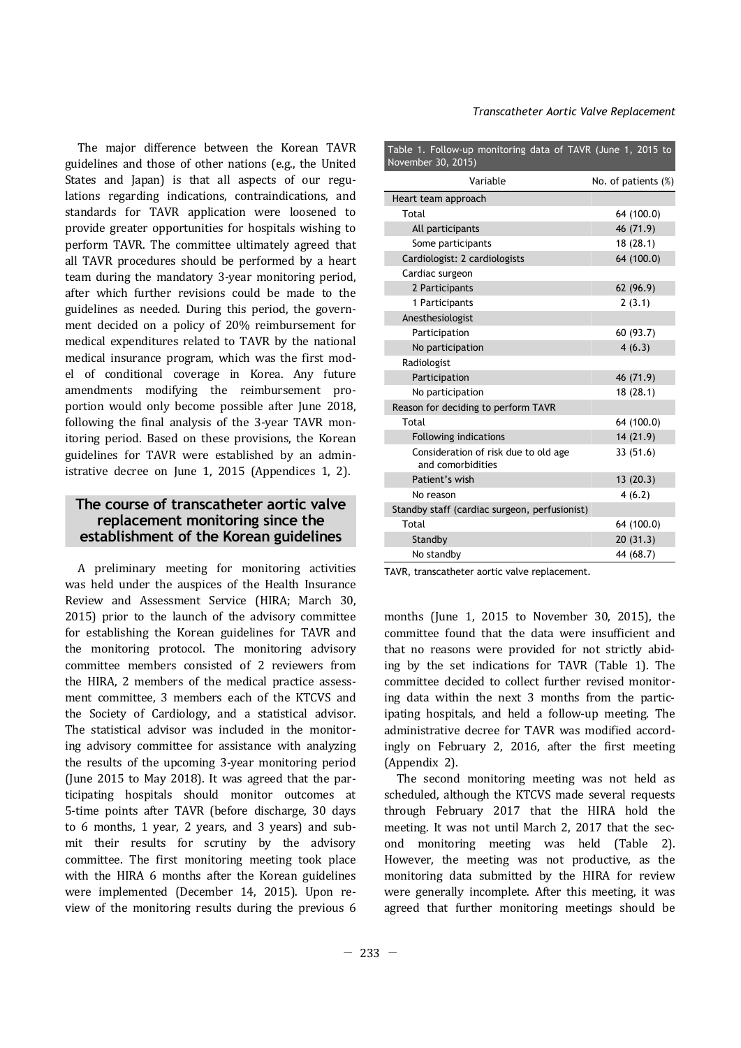The major difference between the Korean TAVR guidelines and those of other nations (e.g., the United States and Japan) is that all aspects of our regulations regarding indications, contraindications, and standards for TAVR application were loosened to provide greater opportunities for hospitals wishing to perform TAVR. The committee ultimately agreed that all TAVR procedures should be performed by a heart team during the mandatory 3-year monitoring period, after which further revisions could be made to the guidelines as needed. During this period, the government decided on a policy of 20% reimbursement for medical expenditures related to TAVR by the national medical insurance program, which was the first model of conditional coverage in Korea. Any future amendments modifying the reimbursement proportion would only become possible after June 2018, following the final analysis of the 3-year TAVR monitoring period. Based on these provisions, the Korean guidelines for TAVR were established by an administrative decree on June 1, 2015 (Appendices 1, 2).

## The course of transcatheter aortic valve replacement monitoring since the establishment of the Korean guidelines

A preliminary meeting for monitoring activities was held under the auspices of the Health Insurance Review and Assessment Service (HIRA; March 30, 2015) prior to the launch of the advisory committee for establishing the Korean guidelines for TAVR and the monitoring protocol. The monitoring advisory committee members consisted of 2 reviewers from the HIRA, 2 members of the medical practice assessment committee, 3 members each of the KTCVS and the Society of Cardiology, and a statistical advisor. The statistical advisor was included in the monitoring advisory committee for assistance with analyzing the results of the upcoming 3-year monitoring period (June 2015 to May 2018). It was agreed that the participating hospitals should monitor outcomes at 5-time points after TAVR (before discharge, 30 days to 6 months, 1 year, 2 years, and 3 years) and submit their results for scrutiny by the advisory committee. The first monitoring meeting took place with the HIRA 6 months after the Korean guidelines were implemented (December 14, 2015). Upon review of the monitoring results during the previous 6 months (June 1, 2015 to November 30, 2015), the committee found that the data were insufficient and that no reasons were provided for not strictly abiding by the set indications for TAVR (Table 1). The committee decided to collect further revised monitoring data within the next 3 months from the participating hospitals, and held a follow-up meeting. The administrative decree for TAVR was modified accordingly on February 2, 2016, after the first meeting (Appendix 2).

Table 1. Follow-up monitoring data of TAVR (June 1, 2015 to November 30, 2015)

| Variable | No. of patients (%) |
|---|---|
| Heart team approach | |
| Total | 64 (100.0) |
| All participants | 46 (71.9) |
| Some participants | 18 (28.1) |
| Cardiologist: 2 cardiologists | 64 (100.0) |
| Cardiac surgeon | |
| 2 Participants | 62 (96.9) |
| 1 Participants | 2 (3.1) |
| Anesthesiologist | |
| Participation | 60 (93.7) |
| No participation | 4 (6.3) |
| Radiologist | |
| Participation | 46 (71.9) |
| No participation | 18 (28.1) |
| Reason for deciding to perform TAVR | |
| Total | 64 (100.0) |
| Following indications | 14 (21.9) |
| Consideration of risk due to old age and comorbidities | 33 (51.6) |
| Patient's wish | 13 (20.3) |
| No reason | 4 (6.2) |
| Standby staff (cardiac surgeon, perfusionist) | |
| Total | 64 (100.0) |
| Standby | 20 (31.3) |
| No standby | 44 (68.7) |

TAVR, transcatheter aortic valve replacement.

The second monitoring meeting was not held as scheduled, although the KTCVS made several requests through February 2017 that the HIRA hold the meeting. It was not until March 2, 2017 that the second monitoring meeting was held (Table 2). However, the meeting was not productive, as the monitoring data submitted by the HIRA for review were generally incomplete. After this meeting, it was agreed that further monitoring meetings should be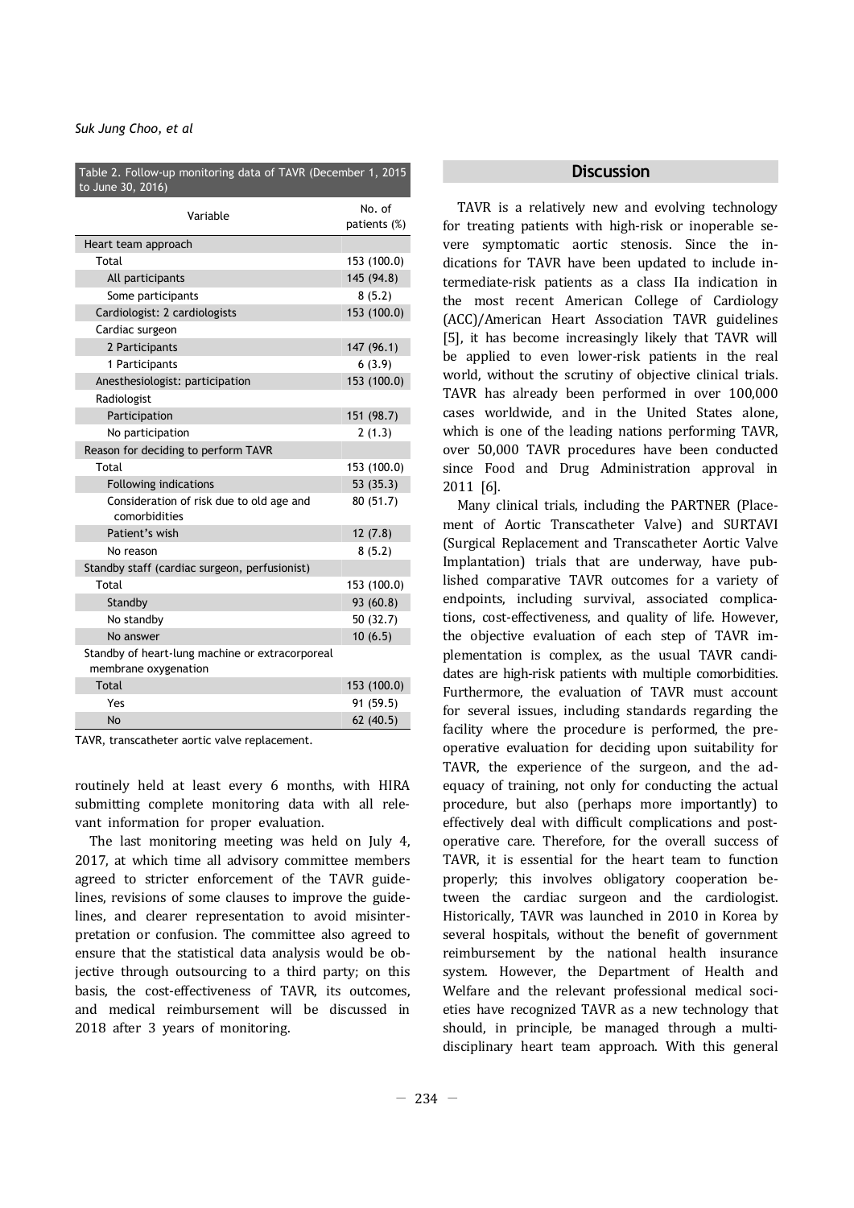Table 2. Follow-up monitoring data of TAVR (December 1, 2015 to June 30, 2016)

| Variable | No. of patients (%) |
|---|---|
| Heart team approach | |
| Total | 153 (100.0) |
| All participants | 145 (94.8) |
| Some participants | 8 (5.2) |
| Cardiologist: 2 cardiologists | 153 (100.0) |
| Cardiac surgeon | |
| 2 Participants | 147 (96.1) |
| 1 Participants | 6 (3.9) |
| Anesthesiologist: participation | 153 (100.0) |
| Radiologist | |
| Participation | 151 (98.7) |
| No participation | 2 (1.3) |
| Reason for deciding to perform TAVR | |
| Total | 153 (100.0) |
| Following indications | 53 (35.3) |
| Consideration of risk due to old age and comorbidities | 80 (51.7) |
| Patient's wish | 12 (7.8) |
| No reason | 8 (5.2) |
| Standby staff (cardiac surgeon, perfusionist) | |
| Total | 153 (100.0) |
| Standby | 93 (60.8) |
| No standby | 50 (32.7) |
| No answer | 10 (6.5) |
| Standby of heart-lung machine or extracorporeal membrane oxygenation | |
| Total | 153 (100.0) |
| Yes | 91 (59.5) |
| No | 62 (40.5) |

TAVR, transcatheter aortic valve replacement.

routinely held at least every 6 months, with HIRA submitting complete monitoring data with all relevant information for proper evaluation.

The last monitoring meeting was held on July 4, 2017, at which time all advisory committee members agreed to stricter enforcement of the TAVR guidelines, revisions of some clauses to improve the guidelines, and clearer representation to avoid misinterpretation or confusion. The committee also agreed to ensure that the statistical data analysis would be objective through outsourcing to a third party; on this basis, the cost-effectiveness of TAVR, its outcomes, and medical reimbursement will be discussed in 2018 after 3 years of monitoring.

## Discussion

TAVR is a relatively new and evolving technology for treating patients with high-risk or inoperable severe symptomatic aortic stenosis. Since the indications for TAVR have been updated to include intermediate-risk patients as a class IIa indication in the most recent American College of Cardiology (ACC)/American Heart Association TAVR guidelines [5], it has become increasingly likely that TAVR will be applied to even lower-risk patients in the real world, without the scrutiny of objective clinical trials. TAVR has already been performed in over 100,000 cases worldwide, and in the United States alone, which is one of the leading nations performing TAVR, over 50,000 TAVR procedures have been conducted since Food and Drug Administration approval in 2011 [6].

Many clinical trials, including the PARTNER (Placement of Aortic Transcatheter Valve) and SURTAVI (Surgical Replacement and Transcatheter Aortic Valve Implantation) trials that are underway, have published comparative TAVR outcomes for a variety of endpoints, including survival, associated complications, cost-effectiveness, and quality of life. However, the objective evaluation of each step of TAVR implementation is complex, as the usual TAVR candidates are high-risk patients with multiple comorbidities. Furthermore, the evaluation of TAVR must account for several issues, including standards regarding the facility where the procedure is performed, the preoperative evaluation for deciding upon suitability for TAVR, the experience of the surgeon, and the adequacy of training, not only for conducting the actual procedure, but also (perhaps more importantly) to effectively deal with difficult complications and postoperative care. Therefore, for the overall success of TAVR, it is essential for the heart team to function properly; this involves obligatory cooperation between the cardiac surgeon and the cardiologist. Historically, TAVR was launched in 2010 in Korea by several hospitals, without the benefit of government reimbursement by the national health insurance system. However, the Department of Health and Welfare and the relevant professional medical societies have recognized TAVR as a new technology that should, in principle, be managed through a multidisciplinary heart team approach. With this general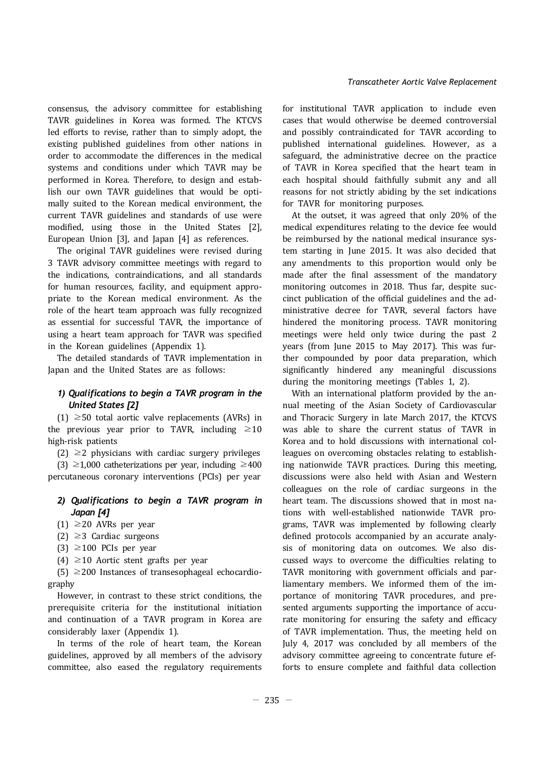consensus, the advisory committee for establishing TAVR guidelines in Korea was formed. The KTCVS led efforts to revise, rather than to simply adopt, the existing published guidelines from other nations in order to accommodate the differences in the medical systems and conditions under which TAVR may be performed in Korea. Therefore, to design and establish our own TAVR guidelines that would be optimally suited to the Korean medical environment, the current TAVR guidelines and standards of use were modified, using those in the United States [2], European Union [3], and Japan [4] as references.

The original TAVR guidelines were revised during 3 TAVR advisory committee meetings with regard to the indications, contraindications, and all standards for human resources, facility, and equipment appropriate to the Korean medical environment. As the role of the heart team approach was fully recognized as essential for successful TAVR, the importance of using a heart team approach for TAVR was specified in the Korean guidelines (Appendix 1).

The detailed standards of TAVR implementation in Japan and the United States are as follows:

### *1) Qualifications to begin a TAVR program in the United States [2]*

(1) ≥50 total aortic valve replacements (AVRs) in the previous year prior to TAVR, including ≥10 high-risk patients

(2) ≥2 physicians with cardiac surgery privileges

(3) ≥1,000 catheterizations per year, including ≥400 percutaneous coronary interventions (PCIs) per year

### *2) Qualifications to begin a TAVR program in Japan [4]*

(1) ≥20 AVRs per year

(2) ≥3 Cardiac surgeons

(3) ≥100 PCIs per year

(4) ≥10 Aortic stent grafts per year

(5) ≥200 Instances of transesophageal echocardiography

However, in contrast to these strict conditions, the prerequisite criteria for the institutional initiation and continuation of a TAVR program in Korea are considerably laxer (Appendix 1).

In terms of the role of heart team, the Korean guidelines, approved by all members of the advisory committee, also eased the regulatory requirements for institutional TAVR application to include even cases that would otherwise be deemed controversial and possibly contraindicated for TAVR according to published international guidelines. However, as a safeguard, the administrative decree on the practice of TAVR in Korea specified that the heart team in each hospital should faithfully submit any and all reasons for not strictly abiding by the set indications for TAVR for monitoring purposes.

At the outset, it was agreed that only 20% of the medical expenditures relating to the device fee would be reimbursed by the national medical insurance system starting in June 2015. It was also decided that any amendments to this proportion would only be made after the final assessment of the mandatory monitoring outcomes in 2018. Thus far, despite succinct publication of the official guidelines and the administrative decree for TAVR, several factors have hindered the monitoring process. TAVR monitoring meetings were held only twice during the past 2 years (from June 2015 to May 2017). This was further compounded by poor data preparation, which significantly hindered any meaningful discussions during the monitoring meetings (Tables 1, 2).

With an international platform provided by the annual meeting of the Asian Society of Cardiovascular and Thoracic Surgery in late March 2017, the KTCVS was able to share the current status of TAVR in Korea and to hold discussions with international colleagues on overcoming obstacles relating to establishing nationwide TAVR practices. During this meeting, discussions were also held with Asian and Western colleagues on the role of cardiac surgeons in the heart team. The discussions showed that in most nations with well-established nationwide TAVR programs, TAVR was implemented by following clearly defined protocols accompanied by an accurate analysis of monitoring data on outcomes. We also discussed ways to overcome the difficulties relating to TAVR monitoring with government officials and parliamentary members. We informed them of the importance of monitoring TAVR procedures, and presented arguments supporting the importance of accurate monitoring for ensuring the safety and efficacy of TAVR implementation. Thus, the meeting held on July 4, 2017 was concluded by all members of the advisory committee agreeing to concentrate future efforts to ensure complete and faithful data collection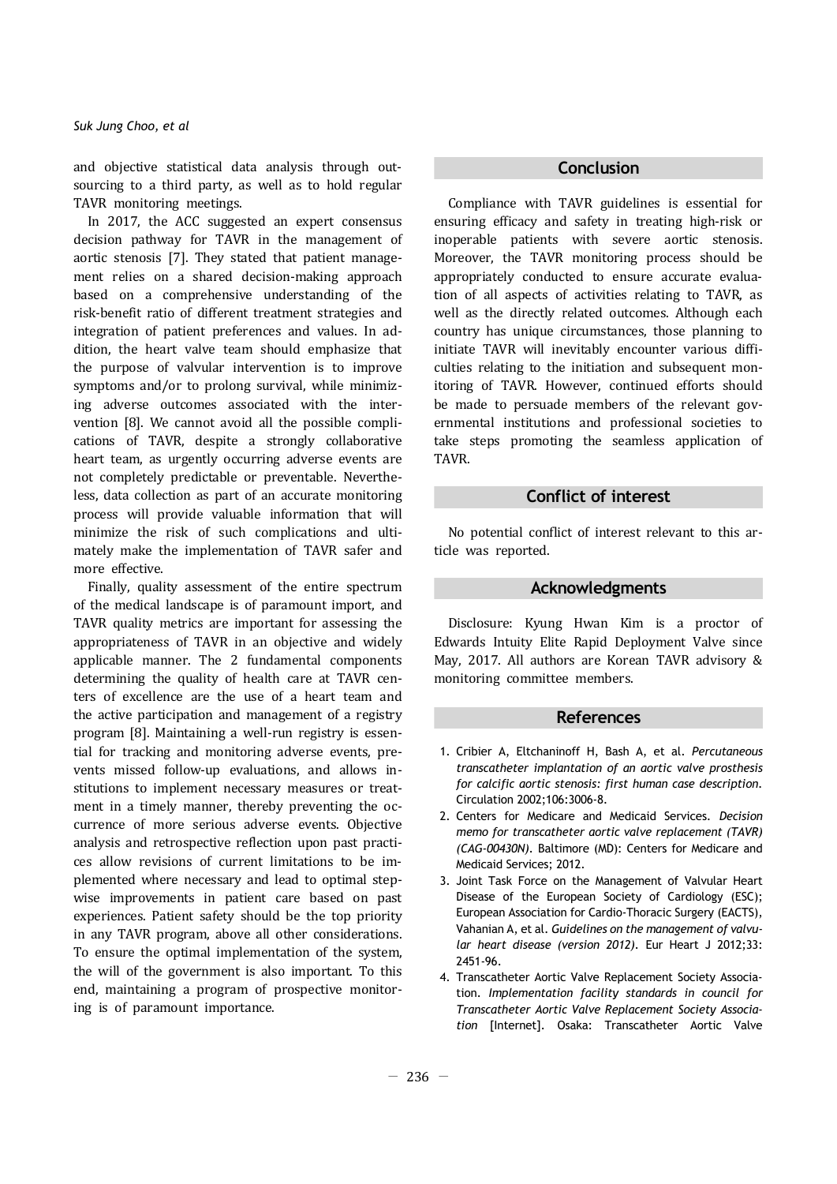and objective statistical data analysis through outsourcing to a third party, as well as to hold regular TAVR monitoring meetings.

In 2017, the ACC suggested an expert consensus decision pathway for TAVR in the management of aortic stenosis [7]. They stated that patient management relies on a shared decision-making approach based on a comprehensive understanding of the risk-benefit ratio of different treatment strategies and integration of patient preferences and values. In addition, the heart valve team should emphasize that the purpose of valvular intervention is to improve symptoms and/or to prolong survival, while minimizing adverse outcomes associated with the intervention [8]. We cannot avoid all the possible complications of TAVR, despite a strongly collaborative heart team, as urgently occurring adverse events are not completely predictable or preventable. Nevertheless, data collection as part of an accurate monitoring process will provide valuable information that will minimize the risk of such complications and ultimately make the implementation of TAVR safer and more effective.

Finally, quality assessment of the entire spectrum of the medical landscape is of paramount import, and TAVR quality metrics are important for assessing the appropriateness of TAVR in an objective and widely applicable manner. The 2 fundamental components determining the quality of health care at TAVR centers of excellence are the use of a heart team and the active participation and management of a registry program [8]. Maintaining a well-run registry is essential for tracking and monitoring adverse events, prevents missed follow-up evaluations, and allows institutions to implement necessary measures or treatment in a timely manner, thereby preventing the occurrence of more serious adverse events. Objective analysis and retrospective reflection upon past practices allow revisions of current limitations to be implemented where necessary and lead to optimal stepwise improvements in patient care based on past experiences. Patient safety should be the top priority in any TAVR program, above all other considerations. To ensure the optimal implementation of the system, the will of the government is also important. To this end, maintaining a program of prospective monitoring is of paramount importance.

## Conclusion

Compliance with TAVR guidelines is essential for ensuring efficacy and safety in treating high-risk or inoperable patients with severe aortic stenosis. Moreover, the TAVR monitoring process should be appropriately conducted to ensure accurate evaluation of all aspects of activities relating to TAVR, as well as the directly related outcomes. Although each country has unique circumstances, those planning to initiate TAVR will inevitably encounter various difficulties relating to the initiation and subsequent monitoring of TAVR. However, continued efforts should be made to persuade members of the relevant governmental institutions and professional societies to take steps promoting the seamless application of TAVR.

## Conflict of interest

No potential conflict of interest relevant to this article was reported.

## Acknowledgments

Disclosure: Kyung Hwan Kim is a proctor of Edwards Intuity Elite Rapid Deployment Valve since May, 2017. All authors are Korean TAVR advisory & monitoring committee members.

## References

1. Cribier A, Eltchaninoff H, Bash A, et al. *Percutaneous transcatheter implantation of an aortic valve prosthesis for calcific aortic stenosis: first human case description*. Circulation 2002;106:3006-8.
2. Centers for Medicare and Medicaid Services. *Decision memo for transcatheter aortic valve replacement (TAVR) (CAG-00430N)*. Baltimore (MD): Centers for Medicare and Medicaid Services; 2012.
3. Joint Task Force on the Management of Valvular Heart Disease of the European Society of Cardiology (ESC); European Association for Cardio-Thoracic Surgery (EACTS), Vahanian A, et al. *Guidelines on the management of valvular heart disease (version 2012)*. Eur Heart J 2012;33:2451-96.
4. Transcatheter Aortic Valve Replacement Society Association. *Implementation facility standards in council for Transcatheter Aortic Valve Replacement Society Association* [Internet]. Osaka: Transcatheter Aortic Valve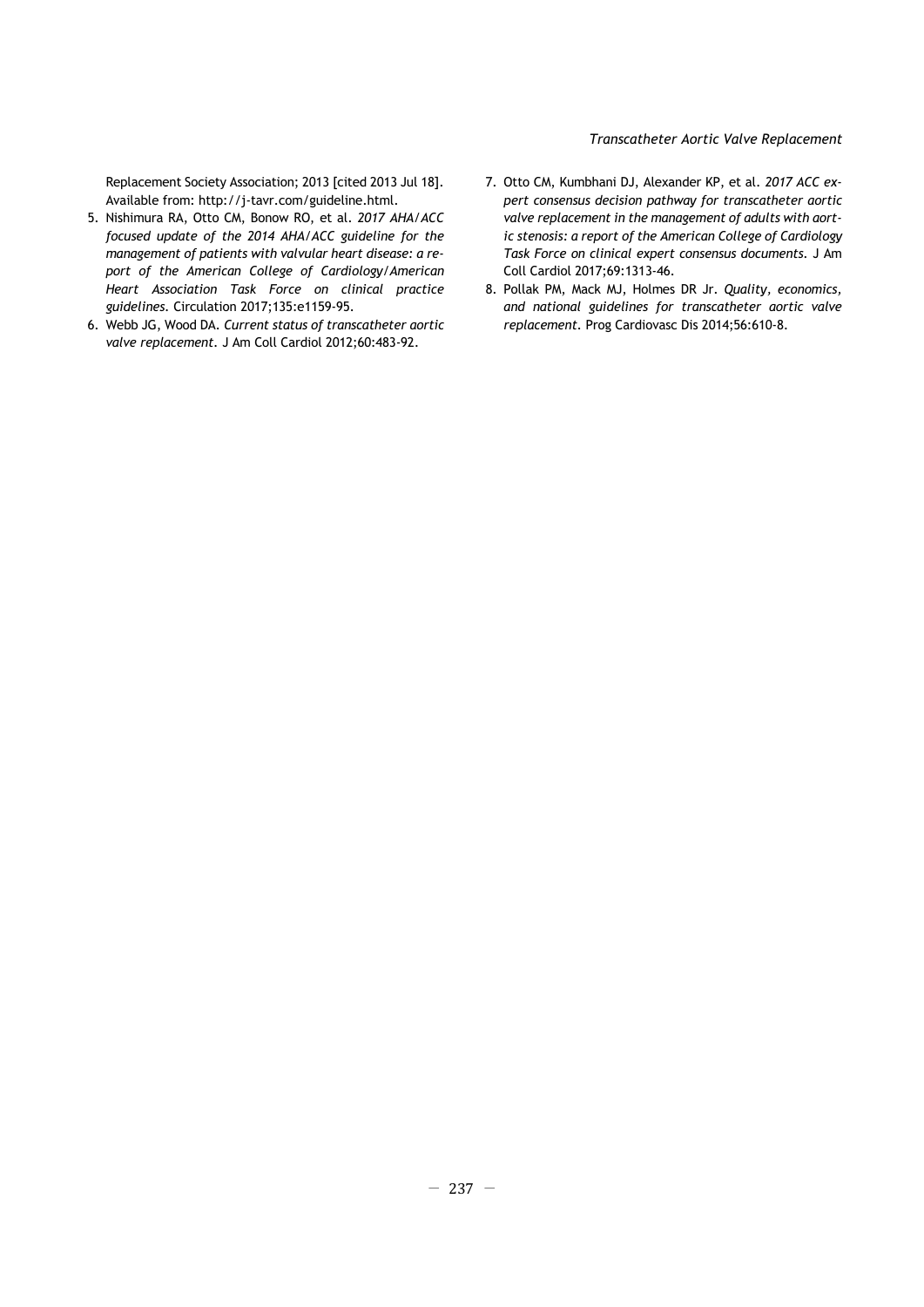Replacement Society Association; 2013 [cited 2013 Jul 18]. Available from: http://j-tavr.com/guideline.html.

5. Nishimura RA, Otto CM, Bonow RO, et al. *2017 AHA/ACC focused update of the 2014 AHA/ACC guideline for the management of patients with valvular heart disease: a report of the American College of Cardiology/American Heart Association Task Force on clinical practice guidelines*. Circulation 2017;135:e1159-95.
6. Webb JG, Wood DA. *Current status of transcatheter aortic valve replacement*. J Am Coll Cardiol 2012;60:483-92.
7. Otto CM, Kumbhani DJ, Alexander KP, et al. *2017 ACC expert consensus decision pathway for transcatheter aortic valve replacement in the management of adults with aortic stenosis: a report of the American College of Cardiology Task Force on clinical expert consensus documents*. J Am Coll Cardiol 2017;69:1313-46.
8. Pollak PM, Mack MJ, Holmes DR Jr. *Quality, economics, and national guidelines for transcatheter aortic valve replacement*. Prog Cardiovasc Dis 2014;56:610-8.